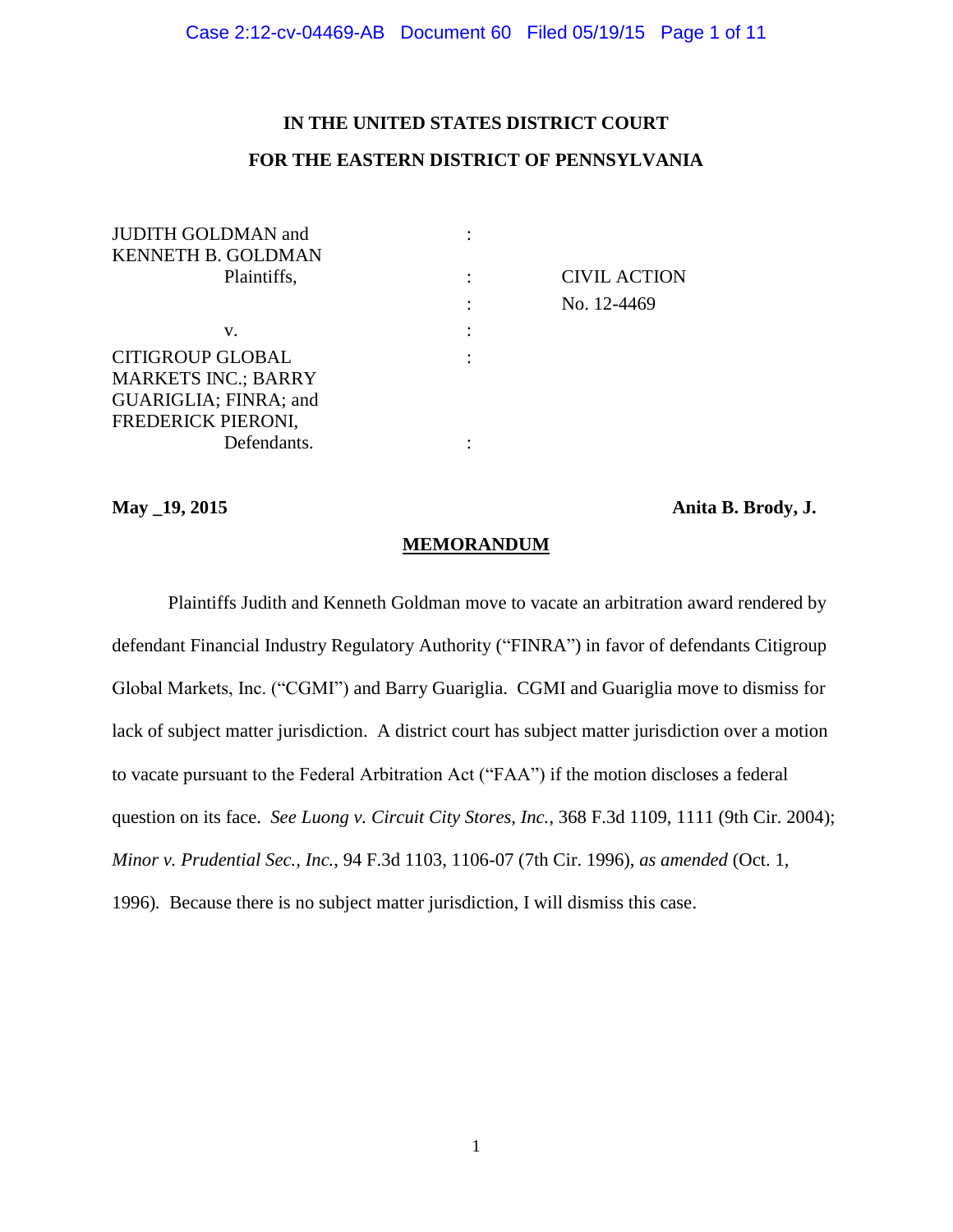**IN THE UNITED STATES DISTRICT COURT**

**FOR THE EASTERN DISTRICT OF PENNSYLVANIA**

| | | |
|---|---|---|
| JUDITH GOLDMAN and KENNETH B. GOLDMAN | : | |
| Plaintiffs, | : | CIVIL ACTION |
| | : | No. 12-4469 |
| v. | : | |
| CITIGROUP GLOBAL MARKETS INC.; BARRY GUARIGLIA; FINRA; and FREDERICK PIERONI, | : | |
| Defendants. | : | |

**May _19, 2015** **Anita B. Brody, J.**

**MEMORANDUM**

Plaintiffs Judith and Kenneth Goldman move to vacate an arbitration award rendered by defendant Financial Industry Regulatory Authority ("FINRA") in favor of defendants Citigroup Global Markets, Inc. ("CGMI") and Barry Guariglia. CGMI and Guariglia move to dismiss for lack of subject matter jurisdiction. A district court has subject matter jurisdiction over a motion to vacate pursuant to the Federal Arbitration Act ("FAA") if the motion discloses a federal question on its face. *See Luong v. Circuit City Stores, Inc.*, 368 F.3d 1109, 1111 (9th Cir. 2004); *Minor v. Prudential Sec., Inc.*, 94 F.3d 1103, 1106-07 (7th Cir. 1996), *as amended* (Oct. 1, 1996). Because there is no subject matter jurisdiction, I will dismiss this case.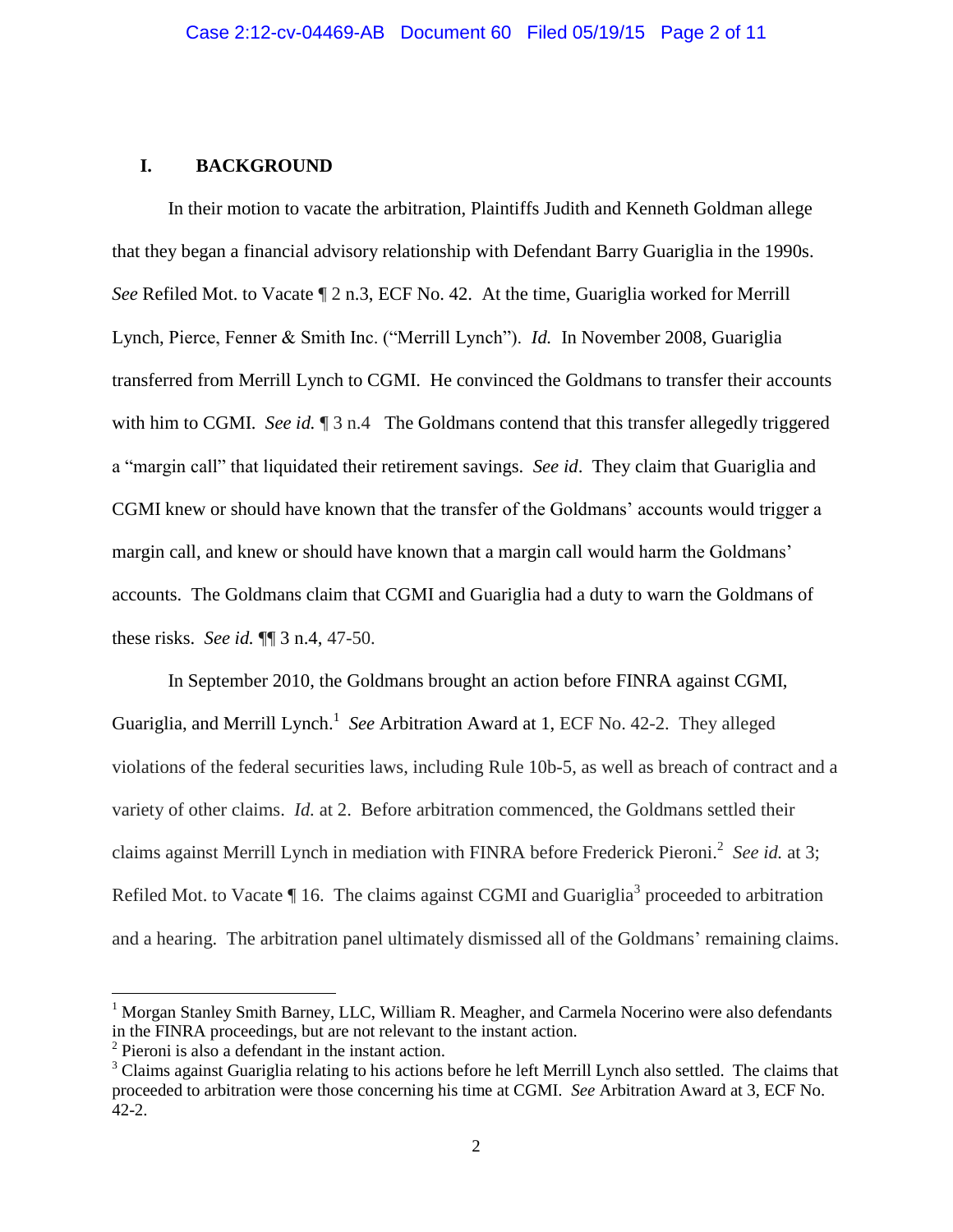## I. BACKGROUND

In their motion to vacate the arbitration, Plaintiffs Judith and Kenneth Goldman allege that they began a financial advisory relationship with Defendant Barry Guariglia in the 1990s. *See* Refiled Mot. to Vacate ¶ 2 n.3, ECF No. 42. At the time, Guariglia worked for Merrill Lynch, Pierce, Fenner & Smith Inc. ("Merrill Lynch"). *Id.* In November 2008, Guariglia transferred from Merrill Lynch to CGMI. He convinced the Goldmans to transfer their accounts with him to CGMI. *See id.* ¶ 3 n.4 The Goldmans contend that this transfer allegedly triggered a "margin call" that liquidated their retirement savings. *See id*. They claim that Guariglia and CGMI knew or should have known that the transfer of the Goldmans' accounts would trigger a margin call, and knew or should have known that a margin call would harm the Goldmans' accounts. The Goldmans claim that CGMI and Guariglia had a duty to warn the Goldmans of these risks. *See id.* ¶¶ 3 n.4, 47-50.

In September 2010, the Goldmans brought an action before FINRA against CGMI, Guariglia, and Merrill Lynch.[1] *See* Arbitration Award at 1, ECF No. 42-2. They alleged violations of the federal securities laws, including Rule 10b-5, as well as breach of contract and a variety of other claims. *Id.* at 2. Before arbitration commenced, the Goldmans settled their claims against Merrill Lynch in mediation with FINRA before Frederick Pieroni.[2] *See id.* at 3; Refiled Mot. to Vacate ¶ 16. The claims against CGMI and Guariglia[3] proceeded to arbitration and a hearing. The arbitration panel ultimately dismissed all of the Goldmans' remaining claims.

---

[1] Morgan Stanley Smith Barney, LLC, William R. Meagher, and Carmela Nocerino were also defendants in the FINRA proceedings, but are not relevant to the instant action.

[2] Pieroni is also a defendant in the instant action.

[3] Claims against Guariglia relating to his actions before he left Merrill Lynch also settled. The claims that proceeded to arbitration were those concerning his time at CGMI. *See* Arbitration Award at 3, ECF No. 42-2.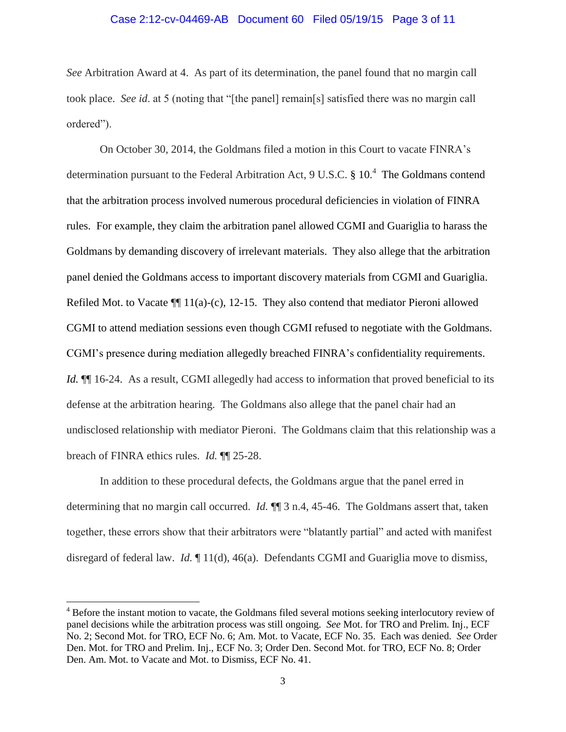*See* Arbitration Award at 4. As part of its determination, the panel found that no margin call took place. *See id*. at 5 (noting that "[the panel] remain[s] satisfied there was no margin call ordered").

On October 30, 2014, the Goldmans filed a motion in this Court to vacate FINRA's determination pursuant to the Federal Arbitration Act, 9 U.S.C. § 10.[4] The Goldmans contend that the arbitration process involved numerous procedural deficiencies in violation of FINRA rules. For example, they claim the arbitration panel allowed CGMI and Guariglia to harass the Goldmans by demanding discovery of irrelevant materials. They also allege that the arbitration panel denied the Goldmans access to important discovery materials from CGMI and Guariglia. Refiled Mot. to Vacate ¶¶ 11(a)-(c), 12-15. They also contend that mediator Pieroni allowed CGMI to attend mediation sessions even though CGMI refused to negotiate with the Goldmans. CGMI's presence during mediation allegedly breached FINRA's confidentiality requirements. *Id.* ¶¶ 16-24. As a result, CGMI allegedly had access to information that proved beneficial to its defense at the arbitration hearing. The Goldmans also allege that the panel chair had an undisclosed relationship with mediator Pieroni. The Goldmans claim that this relationship was a breach of FINRA ethics rules. *Id.* ¶¶ 25-28.

In addition to these procedural defects, the Goldmans argue that the panel erred in determining that no margin call occurred. *Id.* ¶¶ 3 n.4, 45-46. The Goldmans assert that, taken together, these errors show that their arbitrators were "blatantly partial" and acted with manifest disregard of federal law. *Id.* ¶ 11(d), 46(a). Defendants CGMI and Guariglia move to dismiss,

---

[4] Before the instant motion to vacate, the Goldmans filed several motions seeking interlocutory review of panel decisions while the arbitration process was still ongoing. *See* Mot. for TRO and Prelim. Inj., ECF No. 2; Second Mot. for TRO, ECF No. 6; Am. Mot. to Vacate, ECF No. 35. Each was denied. *See* Order Den. Mot. for TRO and Prelim. Inj., ECF No. 3; Order Den. Second Mot. for TRO, ECF No. 8; Order Den. Am. Mot. to Vacate and Mot. to Dismiss, ECF No. 41.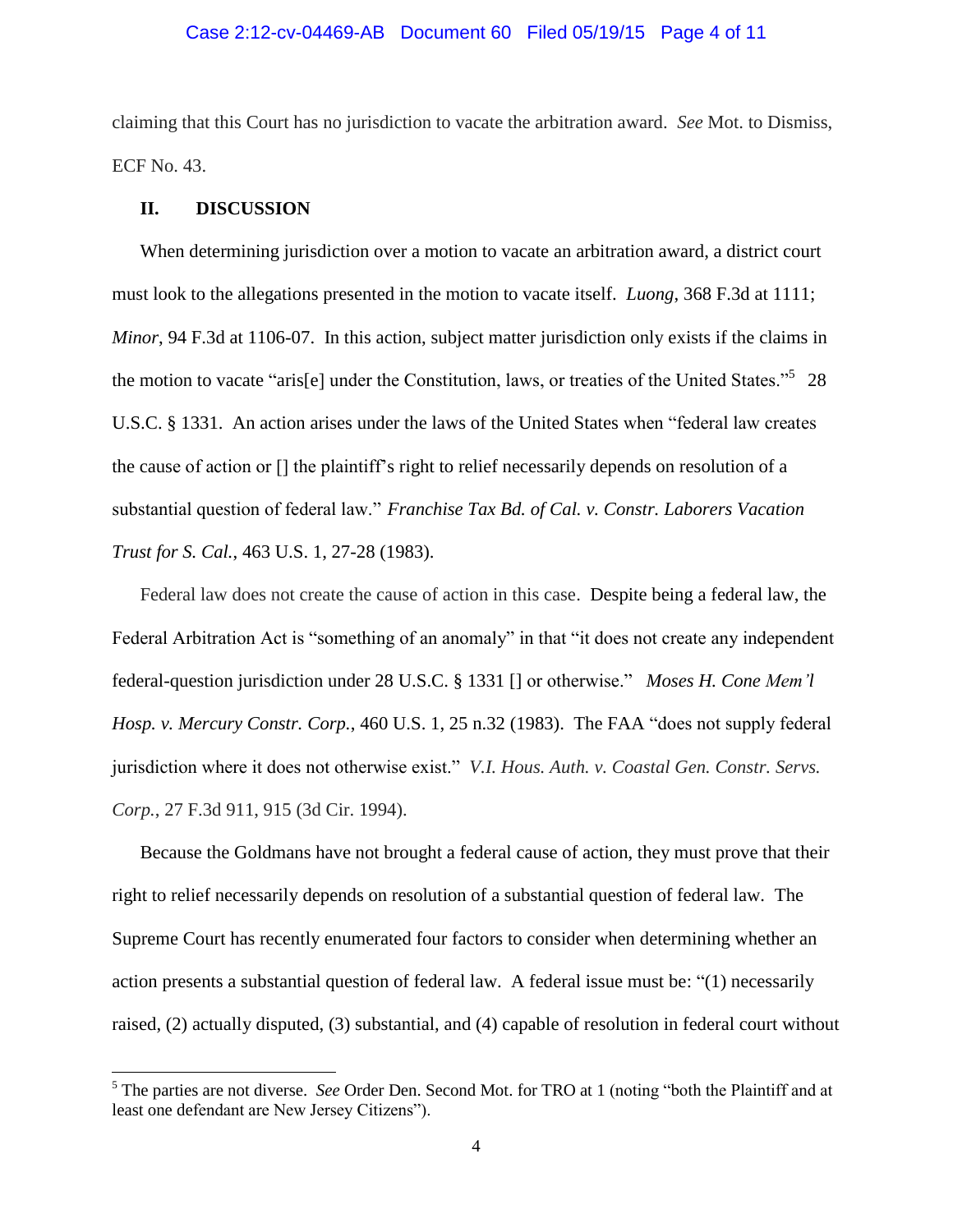claiming that this Court has no jurisdiction to vacate the arbitration award. *See* Mot. to Dismiss, ECF No. 43.

## II. DISCUSSION

When determining jurisdiction over a motion to vacate an arbitration award, a district court must look to the allegations presented in the motion to vacate itself. *Luong*, 368 F.3d at 1111; *Minor*, 94 F.3d at 1106-07. In this action, subject matter jurisdiction only exists if the claims in the motion to vacate "aris[e] under the Constitution, laws, or treaties of the United States."[5] 28 U.S.C. § 1331. An action arises under the laws of the United States when "federal law creates the cause of action or [] the plaintiff's right to relief necessarily depends on resolution of a substantial question of federal law." *Franchise Tax Bd. of Cal. v. Constr. Laborers Vacation Trust for S. Cal.*, 463 U.S. 1, 27-28 (1983).

Federal law does not create the cause of action in this case. Despite being a federal law, the Federal Arbitration Act is "something of an anomaly" in that "it does not create any independent federal-question jurisdiction under 28 U.S.C. § 1331 [] or otherwise." *Moses H. Cone Mem'l Hosp. v. Mercury Constr. Corp.*, 460 U.S. 1, 25 n.32 (1983). The FAA "does not supply federal jurisdiction where it does not otherwise exist." *V.I. Hous. Auth. v. Coastal Gen. Constr. Servs. Corp.*, 27 F.3d 911, 915 (3d Cir. 1994).

Because the Goldmans have not brought a federal cause of action, they must prove that their right to relief necessarily depends on resolution of a substantial question of federal law. The Supreme Court has recently enumerated four factors to consider when determining whether an action presents a substantial question of federal law. A federal issue must be: "(1) necessarily raised, (2) actually disputed, (3) substantial, and (4) capable of resolution in federal court without

---

[5] The parties are not diverse. *See* Order Den. Second Mot. for TRO at 1 (noting "both the Plaintiff and at least one defendant are New Jersey Citizens").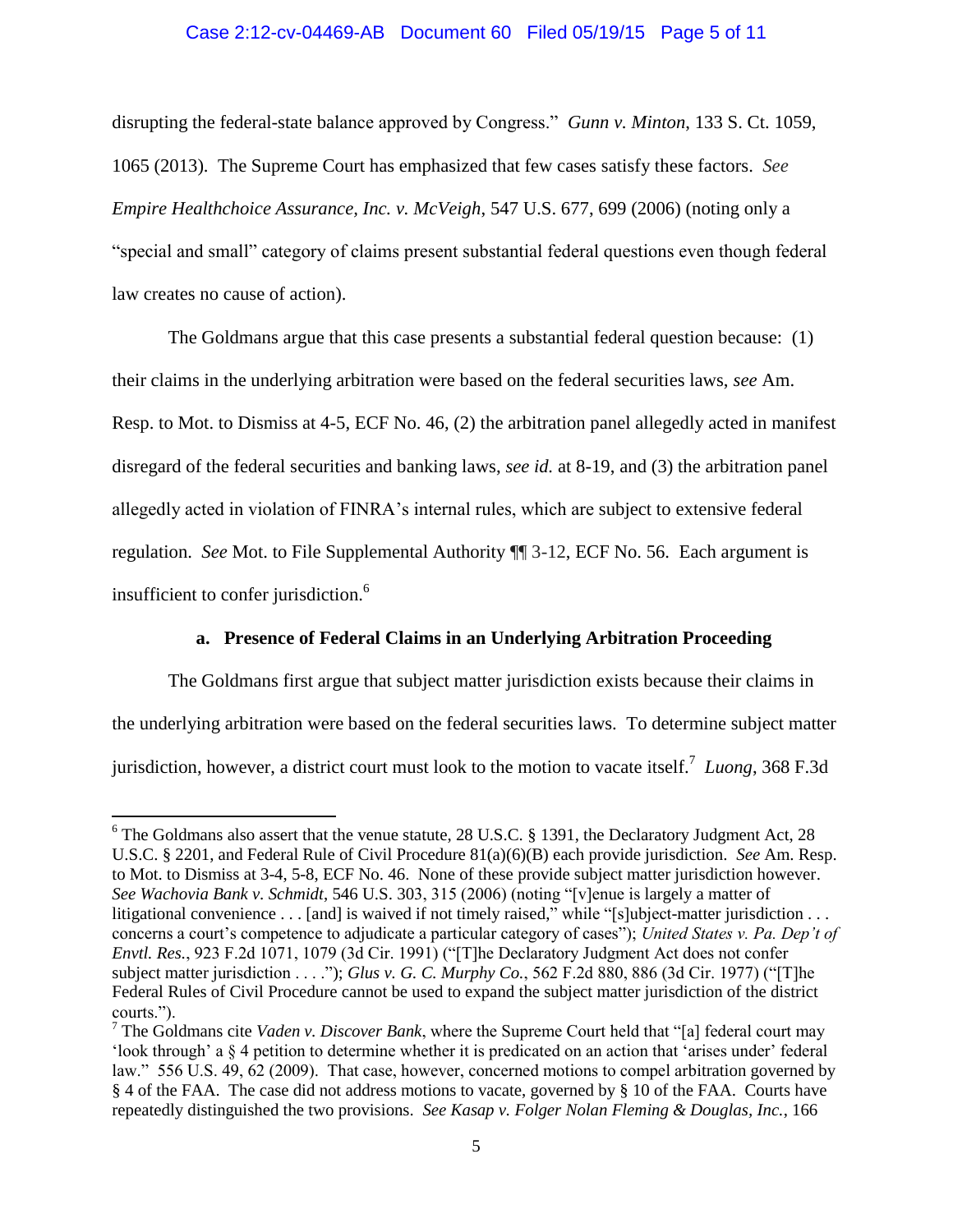disrupting the federal-state balance approved by Congress." *Gunn v. Minton*, 133 S. Ct. 1059, 1065 (2013). The Supreme Court has emphasized that few cases satisfy these factors. *See Empire Healthchoice Assurance, Inc. v. McVeigh*, 547 U.S. 677, 699 (2006) (noting only a "special and small" category of claims present substantial federal questions even though federal law creates no cause of action).

The Goldmans argue that this case presents a substantial federal question because: (1) their claims in the underlying arbitration were based on the federal securities laws, *see* Am. Resp. to Mot. to Dismiss at 4-5, ECF No. 46, (2) the arbitration panel allegedly acted in manifest disregard of the federal securities and banking laws, *see id.* at 8-19, and (3) the arbitration panel allegedly acted in violation of FINRA's internal rules, which are subject to extensive federal regulation. *See* Mot. to File Supplemental Authority ¶¶ 3-12, ECF No. 56. Each argument is insufficient to confer jurisdiction.[6]

**a. Presence of Federal Claims in an Underlying Arbitration Proceeding**

The Goldmans first argue that subject matter jurisdiction exists because their claims in the underlying arbitration were based on the federal securities laws. To determine subject matter jurisdiction, however, a district court must look to the motion to vacate itself.[7] *Luong*, 368 F.3d

[6] The Goldmans also assert that the venue statute, 28 U.S.C. § 1391, the Declaratory Judgment Act, 28 U.S.C. § 2201, and Federal Rule of Civil Procedure 81(a)(6)(B) each provide jurisdiction. *See* Am. Resp. to Mot. to Dismiss at 3-4, 5-8, ECF No. 46. None of these provide subject matter jurisdiction however. *See Wachovia Bank v. Schmidt*, 546 U.S. 303, 315 (2006) (noting "[v]enue is largely a matter of litigational convenience . . . [and] is waived if not timely raised," while "[s]ubject-matter jurisdiction . . . concerns a court's competence to adjudicate a particular category of cases"); *United States v. Pa. Dep't of Envtl. Res.*, 923 F.2d 1071, 1079 (3d Cir. 1991) ("[T]he Declaratory Judgment Act does not confer subject matter jurisdiction . . . ."); *Glus v. G. C. Murphy Co.*, 562 F.2d 880, 886 (3d Cir. 1977) ("[T]he Federal Rules of Civil Procedure cannot be used to expand the subject matter jurisdiction of the district courts.").

[7] The Goldmans cite *Vaden v. Discover Bank*, where the Supreme Court held that "[a] federal court may 'look through' a § 4 petition to determine whether it is predicated on an action that 'arises under' federal law." 556 U.S. 49, 62 (2009). That case, however, concerned motions to compel arbitration governed by § 4 of the FAA. The case did not address motions to vacate, governed by § 10 of the FAA. Courts have repeatedly distinguished the two provisions. *See Kasap v. Folger Nolan Fleming & Douglas, Inc.*, 166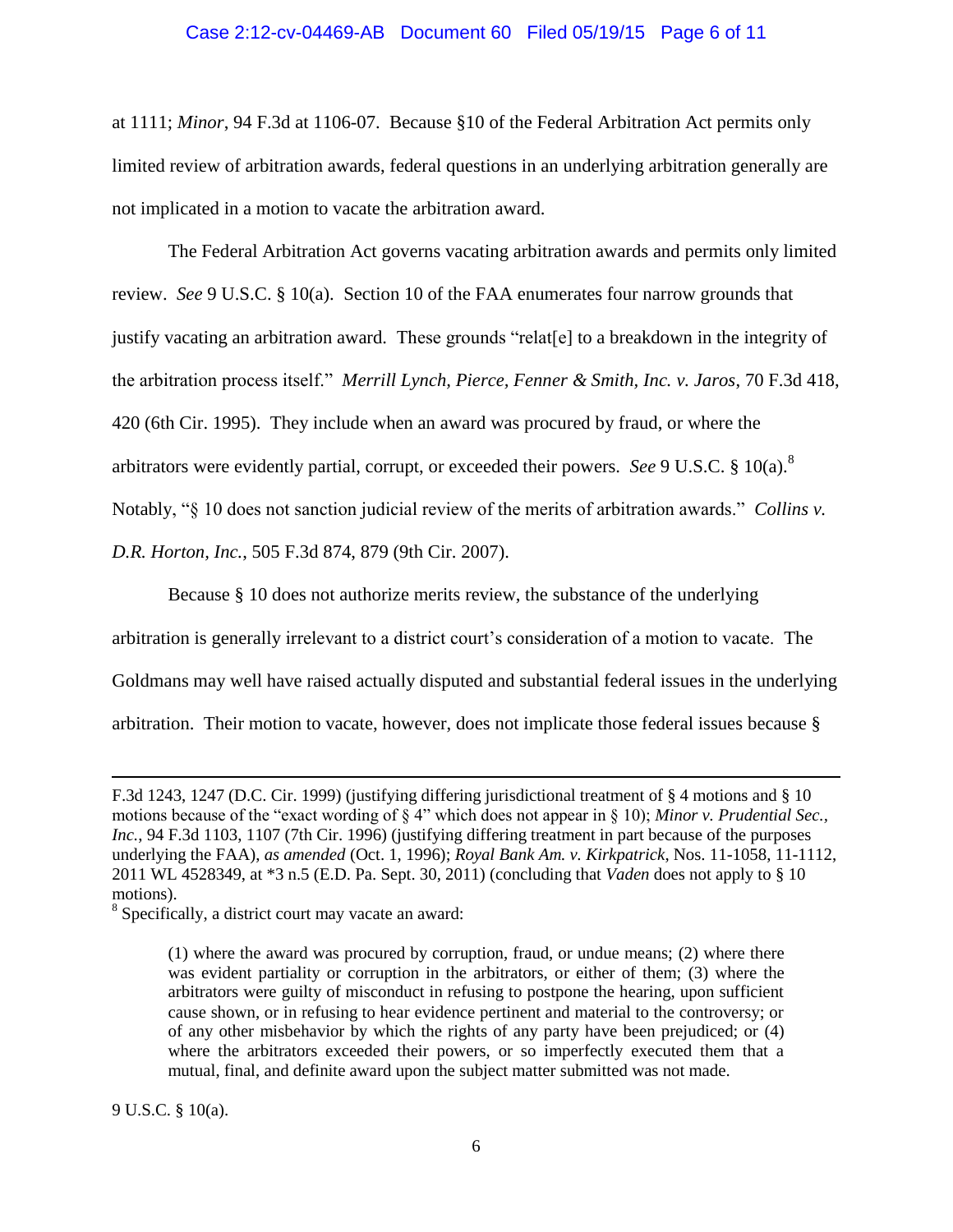at 1111; *Minor*, 94 F.3d at 1106-07. Because §10 of the Federal Arbitration Act permits only limited review of arbitration awards, federal questions in an underlying arbitration generally are not implicated in a motion to vacate the arbitration award.

The Federal Arbitration Act governs vacating arbitration awards and permits only limited review. *See* 9 U.S.C. § 10(a). Section 10 of the FAA enumerates four narrow grounds that justify vacating an arbitration award. These grounds "relat[e] to a breakdown in the integrity of the arbitration process itself." *Merrill Lynch, Pierce, Fenner & Smith, Inc. v. Jaros*, 70 F.3d 418, 420 (6th Cir. 1995). They include when an award was procured by fraud, or where the arbitrators were evidently partial, corrupt, or exceeded their powers. *See* 9 U.S.C. § 10(a).[8] Notably, "§ 10 does not sanction judicial review of the merits of arbitration awards." *Collins v. D.R. Horton, Inc.*, 505 F.3d 874, 879 (9th Cir. 2007).

Because § 10 does not authorize merits review, the substance of the underlying arbitration is generally irrelevant to a district court's consideration of a motion to vacate. The Goldmans may well have raised actually disputed and substantial federal issues in the underlying arbitration. Their motion to vacate, however, does not implicate those federal issues because §

---

F.3d 1243, 1247 (D.C. Cir. 1999) (justifying differing jurisdictional treatment of § 4 motions and § 10 motions because of the "exact wording of § 4" which does not appear in § 10); *Minor v. Prudential Sec., Inc.*, 94 F.3d 1103, 1107 (7th Cir. 1996) (justifying differing treatment in part because of the purposes underlying the FAA), *as amended* (Oct. 1, 1996); *Royal Bank Am. v. Kirkpatrick*, Nos. 11-1058, 11-1112, 2011 WL 4528349, at *3 n.5 (E.D. Pa. Sept. 30, 2011) (concluding that *Vaden* does not apply to § 10 motions).

[8] Specifically, a district court may vacate an award:

> (1) where the award was procured by corruption, fraud, or undue means; (2) where there was evident partiality or corruption in the arbitrators, or either of them; (3) where the arbitrators were guilty of misconduct in refusing to postpone the hearing, upon sufficient cause shown, or in refusing to hear evidence pertinent and material to the controversy; or of any other misbehavior by which the rights of any party have been prejudiced; or (4) where the arbitrators exceeded their powers, or so imperfectly executed them that a mutual, final, and definite award upon the subject matter submitted was not made.

9 U.S.C. § 10(a).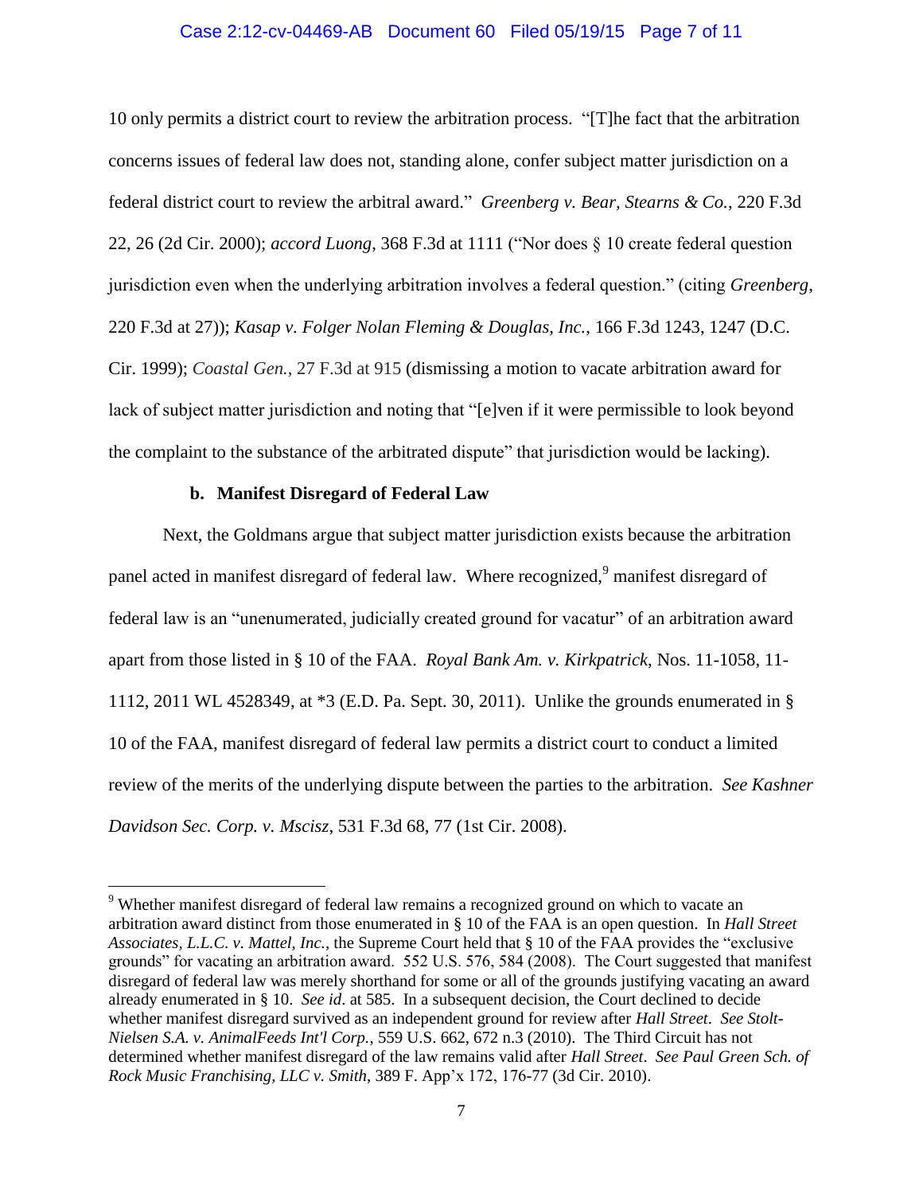10 only permits a district court to review the arbitration process. "[T]he fact that the arbitration concerns issues of federal law does not, standing alone, confer subject matter jurisdiction on a federal district court to review the arbitral award." *Greenberg v. Bear, Stearns & Co.*, 220 F.3d 22, 26 (2d Cir. 2000); *accord Luong*, 368 F.3d at 1111 ("Nor does § 10 create federal question jurisdiction even when the underlying arbitration involves a federal question." (citing *Greenberg*, 220 F.3d at 27)); *Kasap v. Folger Nolan Fleming & Douglas, Inc.*, 166 F.3d 1243, 1247 (D.C. Cir. 1999); *Coastal Gen.*, 27 F.3d at 915 (dismissing a motion to vacate arbitration award for lack of subject matter jurisdiction and noting that "[e]ven if it were permissible to look beyond the complaint to the substance of the arbitrated dispute" that jurisdiction would be lacking).

**b. Manifest Disregard of Federal Law**

Next, the Goldmans argue that subject matter jurisdiction exists because the arbitration panel acted in manifest disregard of federal law. Where recognized,[9] manifest disregard of federal law is an "unenumerated, judicially created ground for vacatur" of an arbitration award apart from those listed in § 10 of the FAA. *Royal Bank Am. v. Kirkpatrick*, Nos. 11-1058, 11-1112, 2011 WL 4528349, at *3 (E.D. Pa. Sept. 30, 2011). Unlike the grounds enumerated in § 10 of the FAA, manifest disregard of federal law permits a district court to conduct a limited review of the merits of the underlying dispute between the parties to the arbitration. *See Kashner Davidson Sec. Corp. v. Mscisz*, 531 F.3d 68, 77 (1st Cir. 2008).

---

[9] Whether manifest disregard of federal law remains a recognized ground on which to vacate an arbitration award distinct from those enumerated in § 10 of the FAA is an open question. In *Hall Street Associates, L.L.C. v. Mattel, Inc.*, the Supreme Court held that § 10 of the FAA provides the "exclusive grounds" for vacating an arbitration award. 552 U.S. 576, 584 (2008). The Court suggested that manifest disregard of federal law was merely shorthand for some or all of the grounds justifying vacating an award already enumerated in § 10. *See id*. at 585. In a subsequent decision, the Court declined to decide whether manifest disregard survived as an independent ground for review after *Hall Street*. *See Stolt-Nielsen S.A. v. AnimalFeeds Int'l Corp.*, 559 U.S. 662, 672 n.3 (2010). The Third Circuit has not determined whether manifest disregard of the law remains valid after *Hall Street*. *See Paul Green Sch. of Rock Music Franchising, LLC v. Smith*, 389 F. App'x 172, 176-77 (3d Cir. 2010).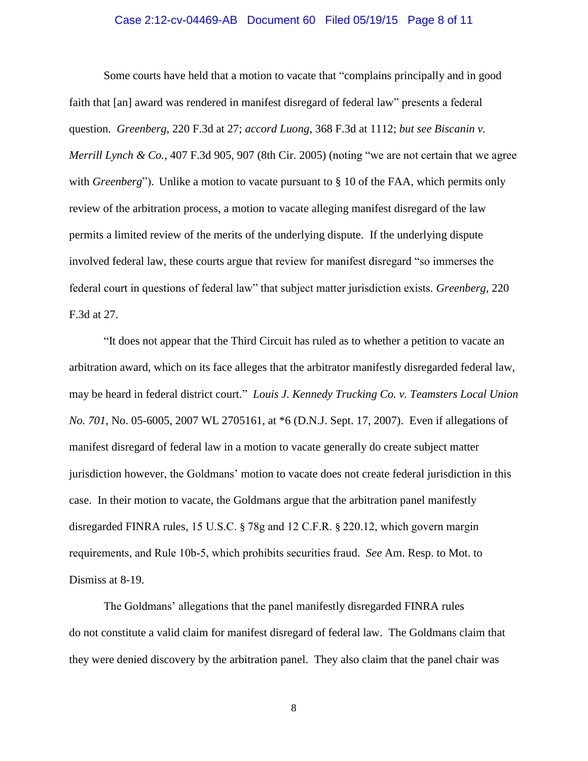Some courts have held that a motion to vacate that "complains principally and in good faith that [an] award was rendered in manifest disregard of federal law" presents a federal question. *Greenberg*, 220 F.3d at 27; *accord Luong*, 368 F.3d at 1112; *but see Biscanin v. Merrill Lynch & Co.*, 407 F.3d 905, 907 (8th Cir. 2005) (noting "we are not certain that we agree with *Greenberg*"). Unlike a motion to vacate pursuant to § 10 of the FAA, which permits only review of the arbitration process, a motion to vacate alleging manifest disregard of the law permits a limited review of the merits of the underlying dispute. If the underlying dispute involved federal law, these courts argue that review for manifest disregard "so immerses the federal court in questions of federal law" that subject matter jurisdiction exists. *Greenberg*, 220 F.3d at 27.

"It does not appear that the Third Circuit has ruled as to whether a petition to vacate an arbitration award, which on its face alleges that the arbitrator manifestly disregarded federal law, may be heard in federal district court." *Louis J. Kennedy Trucking Co. v. Teamsters Local Union No. 701*, No. 05-6005, 2007 WL 2705161, at *6 (D.N.J. Sept. 17, 2007). Even if allegations of manifest disregard of federal law in a motion to vacate generally do create subject matter jurisdiction however, the Goldmans' motion to vacate does not create federal jurisdiction in this case. In their motion to vacate, the Goldmans argue that the arbitration panel manifestly disregarded FINRA rules, 15 U.S.C. § 78g and 12 C.F.R. § 220.12, which govern margin requirements, and Rule 10b-5, which prohibits securities fraud. *See* Am. Resp. to Mot. to Dismiss at 8-19.

The Goldmans' allegations that the panel manifestly disregarded FINRA rules do not constitute a valid claim for manifest disregard of federal law. The Goldmans claim that they were denied discovery by the arbitration panel. They also claim that the panel chair was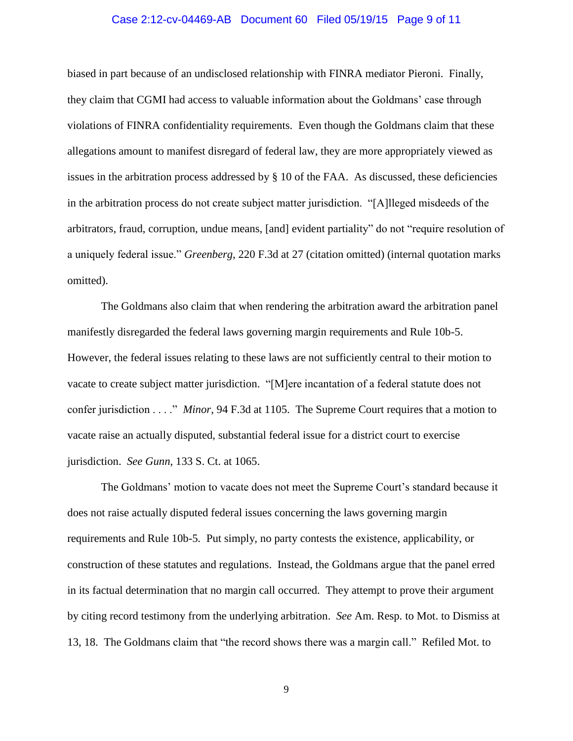biased in part because of an undisclosed relationship with FINRA mediator Pieroni. Finally, they claim that CGMI had access to valuable information about the Goldmans' case through violations of FINRA confidentiality requirements. Even though the Goldmans claim that these allegations amount to manifest disregard of federal law, they are more appropriately viewed as issues in the arbitration process addressed by § 10 of the FAA. As discussed, these deficiencies in the arbitration process do not create subject matter jurisdiction. "[A]lleged misdeeds of the arbitrators, fraud, corruption, undue means, [and] evident partiality" do not "require resolution of a uniquely federal issue." *Greenberg*, 220 F.3d at 27 (citation omitted) (internal quotation marks omitted).

The Goldmans also claim that when rendering the arbitration award the arbitration panel manifestly disregarded the federal laws governing margin requirements and Rule 10b-5. However, the federal issues relating to these laws are not sufficiently central to their motion to vacate to create subject matter jurisdiction. "[M]ere incantation of a federal statute does not confer jurisdiction . . . ." *Minor*, 94 F.3d at 1105. The Supreme Court requires that a motion to vacate raise an actually disputed, substantial federal issue for a district court to exercise jurisdiction. *See Gunn*, 133 S. Ct. at 1065.

The Goldmans' motion to vacate does not meet the Supreme Court's standard because it does not raise actually disputed federal issues concerning the laws governing margin requirements and Rule 10b-5. Put simply, no party contests the existence, applicability, or construction of these statutes and regulations. Instead, the Goldmans argue that the panel erred in its factual determination that no margin call occurred. They attempt to prove their argument by citing record testimony from the underlying arbitration. *See* Am. Resp. to Mot. to Dismiss at 13, 18. The Goldmans claim that "the record shows there was a margin call." Refiled Mot. to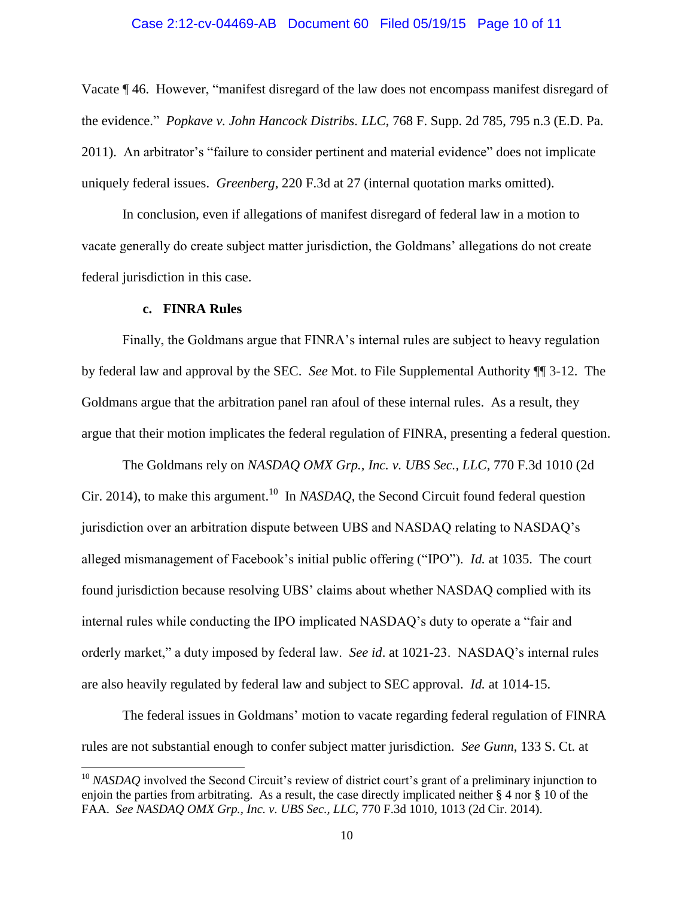Vacate ¶ 46. However, "manifest disregard of the law does not encompass manifest disregard of the evidence." *Popkave v. John Hancock Distribs. LLC*, 768 F. Supp. 2d 785, 795 n.3 (E.D. Pa. 2011). An arbitrator's "failure to consider pertinent and material evidence" does not implicate uniquely federal issues. *Greenberg*, 220 F.3d at 27 (internal quotation marks omitted).

In conclusion, even if allegations of manifest disregard of federal law in a motion to vacate generally do create subject matter jurisdiction, the Goldmans' allegations do not create federal jurisdiction in this case.

**c. FINRA Rules**

Finally, the Goldmans argue that FINRA's internal rules are subject to heavy regulation by federal law and approval by the SEC. *See* Mot. to File Supplemental Authority ¶¶ 3-12. The Goldmans argue that the arbitration panel ran afoul of these internal rules. As a result, they argue that their motion implicates the federal regulation of FINRA, presenting a federal question.

The Goldmans rely on *NASDAQ OMX Grp., Inc. v. UBS Sec., LLC*, 770 F.3d 1010 (2d Cir. 2014), to make this argument.[10] In *NASDAQ*, the Second Circuit found federal question jurisdiction over an arbitration dispute between UBS and NASDAQ relating to NASDAQ's alleged mismanagement of Facebook's initial public offering ("IPO"). *Id.* at 1035. The court found jurisdiction because resolving UBS' claims about whether NASDAQ complied with its internal rules while conducting the IPO implicated NASDAQ's duty to operate a "fair and orderly market," a duty imposed by federal law. *See id*. at 1021-23. NASDAQ's internal rules are also heavily regulated by federal law and subject to SEC approval. *Id.* at 1014-15.

The federal issues in Goldmans' motion to vacate regarding federal regulation of FINRA rules are not substantial enough to confer subject matter jurisdiction. *See Gunn*, 133 S. Ct. at

[10] *NASDAQ* involved the Second Circuit's review of district court's grant of a preliminary injunction to enjoin the parties from arbitrating. As a result, the case directly implicated neither § 4 nor § 10 of the FAA. *See NASDAQ OMX Grp., Inc. v. UBS Sec., LLC*, 770 F.3d 1010, 1013 (2d Cir. 2014).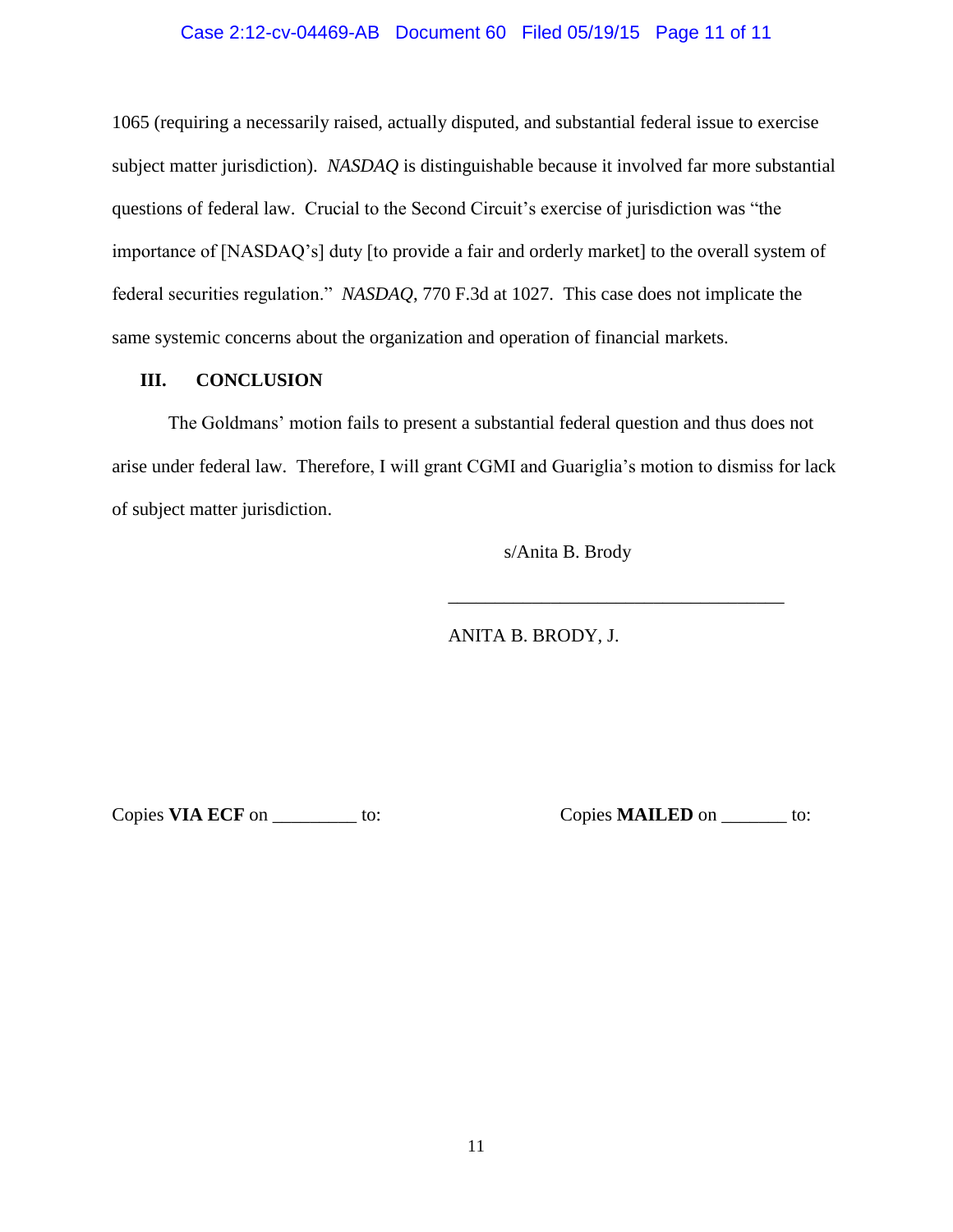1065 (requiring a necessarily raised, actually disputed, and substantial federal issue to exercise subject matter jurisdiction). *NASDAQ* is distinguishable because it involved far more substantial questions of federal law. Crucial to the Second Circuit's exercise of jurisdiction was "the importance of [NASDAQ's] duty [to provide a fair and orderly market] to the overall system of federal securities regulation." *NASDAQ*, 770 F.3d at 1027. This case does not implicate the same systemic concerns about the organization and operation of financial markets.

## III. CONCLUSION

The Goldmans' motion fails to present a substantial federal question and thus does not arise under federal law. Therefore, I will grant CGMI and Guariglia's motion to dismiss for lack of subject matter jurisdiction.

s/Anita B. Brody

\_\_\_\_\_\_\_\_\_\_\_\_\_\_\_\_\_\_\_\_\_\_\_\_\_\_\_\_\_\_\_\_\_\_\_

ANITA B. BRODY, J.

Copies **VIA ECF** on \_\_\_\_\_\_\_\_\_ to: Copies **MAILED** on \_\_\_\_\_\_\_ to: